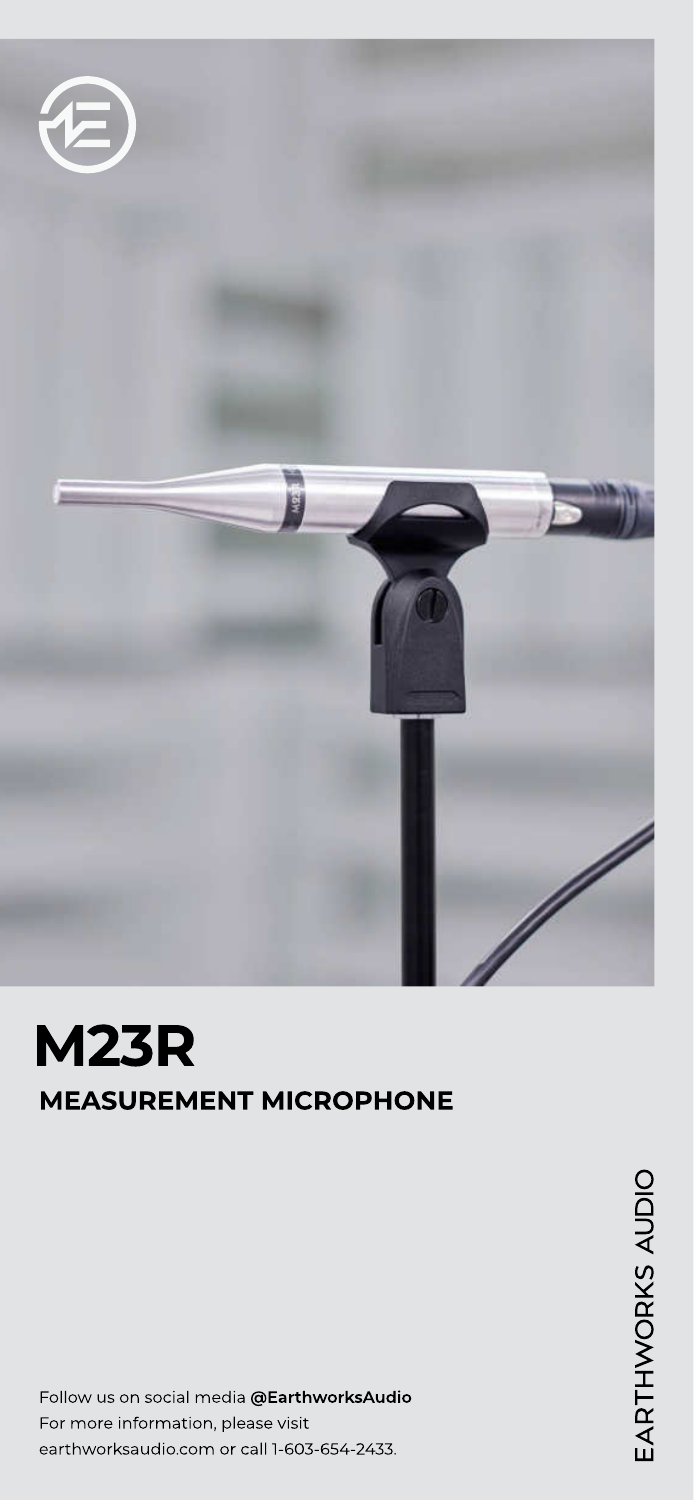# M23R

## MEASUREMENT MICROPHONE

EARTHWORKS AUDIO

Follow us on social media **@EarthworksAudio**
For more information, please visit
earthworksaudio.com or call 1-603-654-2433.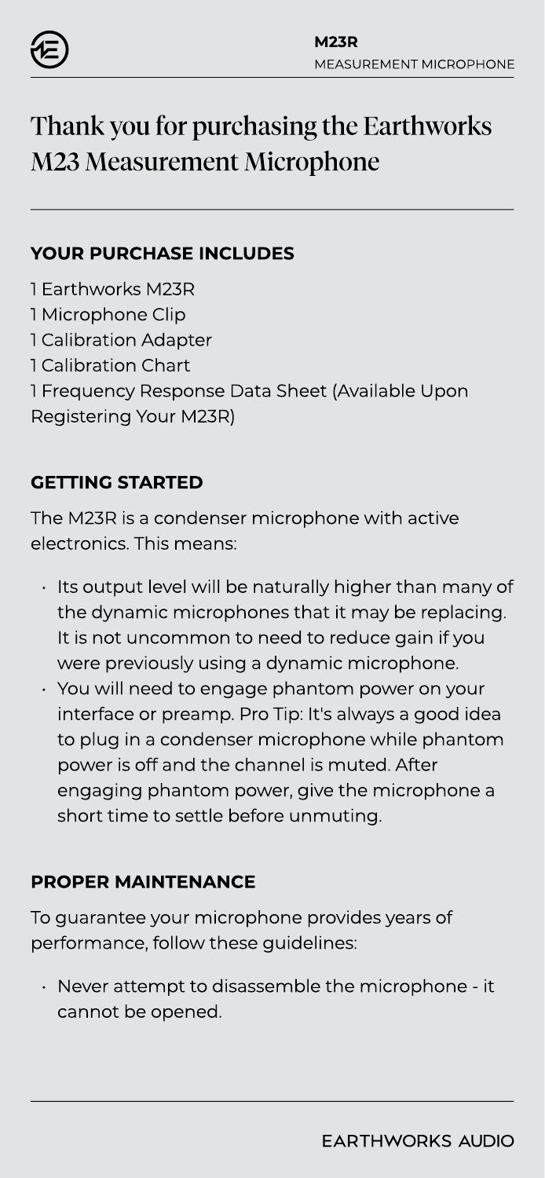# Thank you for purchasing the Earthworks M23 Measurement Microphone

## YOUR PURCHASE INCLUDES

1 Earthworks M23R
1 Microphone Clip
1 Calibration Adapter
1 Calibration Chart
1 Frequency Response Data Sheet (Available Upon Registering Your M23R)

## GETTING STARTED

The M23R is a condenser microphone with active electronics. This means:

- Its output level will be naturally higher than many of the dynamic microphones that it may be replacing. It is not uncommon to need to reduce gain if you were previously using a dynamic microphone.
- You will need to engage phantom power on your interface or preamp. Pro Tip: It's always a good idea to plug in a condenser microphone while phantom power is off and the channel is muted. After engaging phantom power, give the microphone a short time to settle before unmuting.

## PROPER MAINTENANCE

To guarantee your microphone provides years of performance, follow these guidelines:

- Never attempt to disassemble the microphone - it cannot be opened.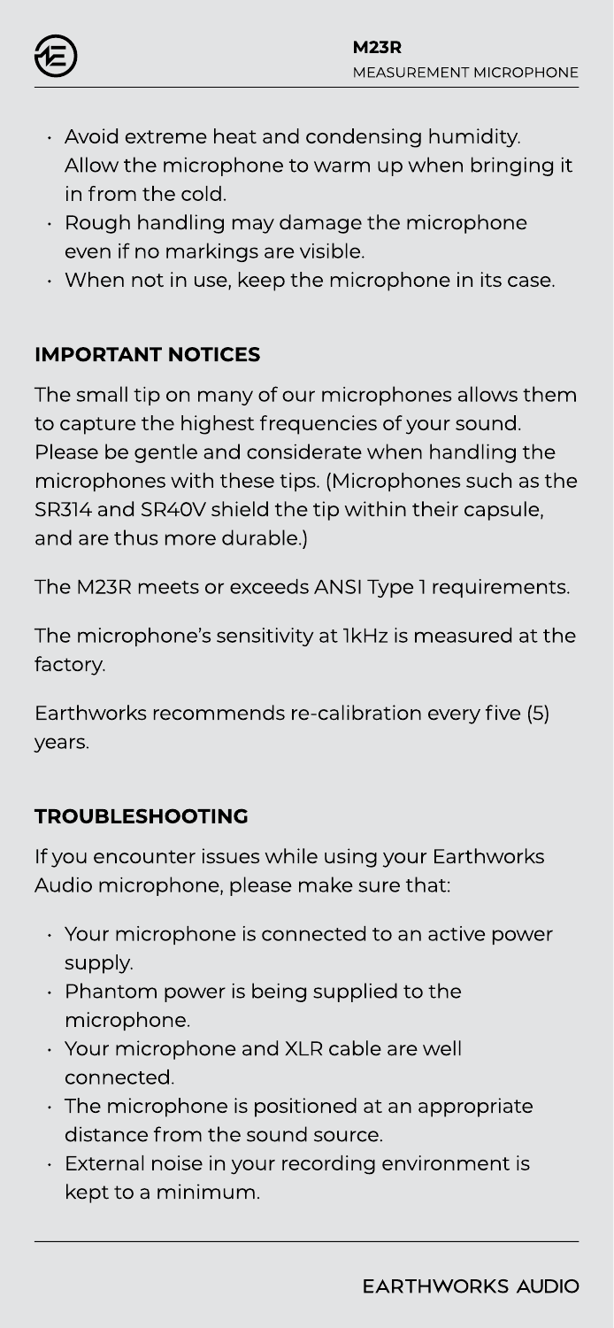- Avoid extreme heat and condensing humidity. Allow the microphone to warm up when bringing it in from the cold.
- Rough handling may damage the microphone even if no markings are visible.
- When not in use, keep the microphone in its case.

## IMPORTANT NOTICES

The small tip on many of our microphones allows them to capture the highest frequencies of your sound. Please be gentle and considerate when handling the microphones with these tips. (Microphones such as the SR314 and SR40V shield the tip within their capsule, and are thus more durable.)

The M23R meets or exceeds ANSI Type 1 requirements.

The microphone's sensitivity at 1kHz is measured at the factory.

Earthworks recommends re-calibration every five (5) years.

## TROUBLESHOOTING

If you encounter issues while using your Earthworks Audio microphone, please make sure that:

- Your microphone is connected to an active power supply.
- Phantom power is being supplied to the microphone.
- Your microphone and XLR cable are well connected.
- The microphone is positioned at an appropriate distance from the sound source.
- External noise in your recording environment is kept to a minimum.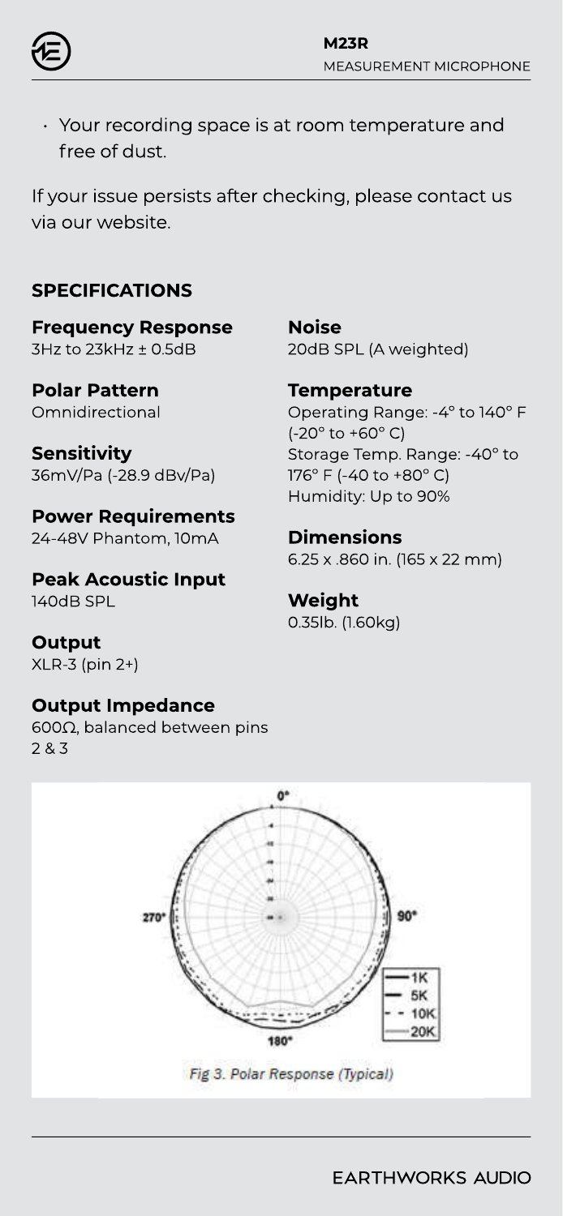- Your recording space is at room temperature and free of dust.

If your issue persists after checking, please contact us via our website.

## SPECIFICATIONS

**Frequency Response**
3Hz to 23kHz ± 0.5dB

**Polar Pattern**
Omnidirectional

**Sensitivity**
36mV/Pa (-28.9 dBv/Pa)

**Power Requirements**
24-48V Phantom, 10mA

**Peak Acoustic Input**
140dB SPL

**Output**
XLR-3 (pin 2+)

**Output Impedance**
600Ω, balanced between pins 2 & 3

**Noise**
20dB SPL (A weighted)

**Temperature**
Operating Range: -4° to 140° F (-20° to +60° C)
Storage Temp. Range: -40° to 176° F (-40 to +80° C)
Humidity: Up to 90%

**Dimensions**
6.25 x .860 in. (165 x 22 mm)

**Weight**
0.35lb. (1.60kg)

*Fig 3. Polar Response (Typical)*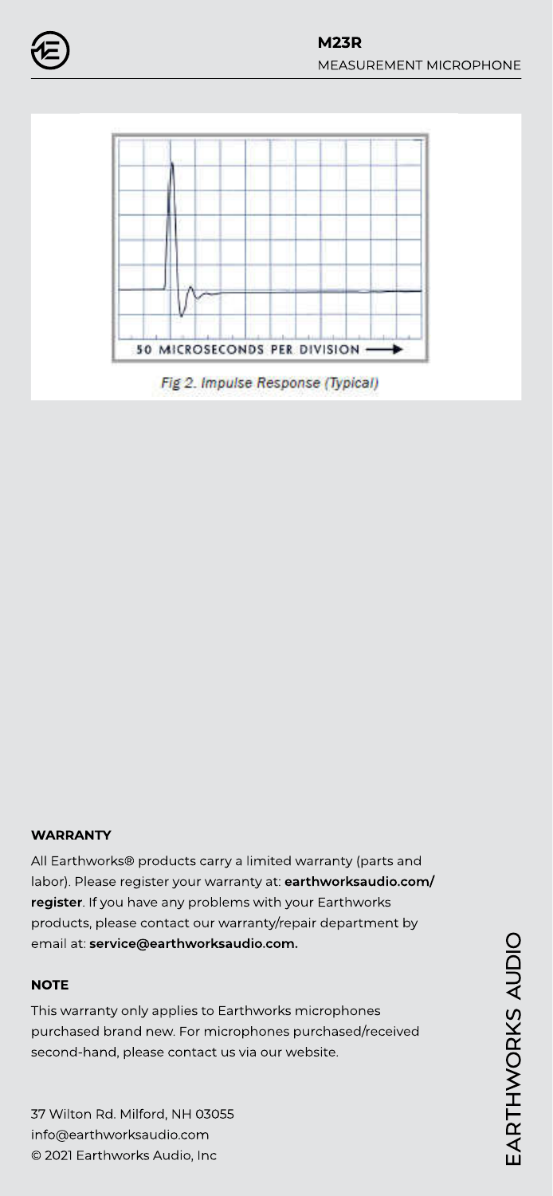50 MICROSECONDS PER DIVISION →

*Fig 2. Impulse Response (Typical)*

**WARRANTY**

All Earthworks® products carry a limited warranty (parts and labor). Please register your warranty at: **earthworksaudio.com/register**. If you have any problems with your Earthworks products, please contact our warranty/repair department by email at: **service@earthworksaudio.com.**

**NOTE**

This warranty only applies to Earthworks microphones purchased brand new. For microphones purchased/received second-hand, please contact us via our website.

37 Wilton Rd. Milford, NH 03055
info@earthworksaudio.com
© 2021 Earthworks Audio, Inc